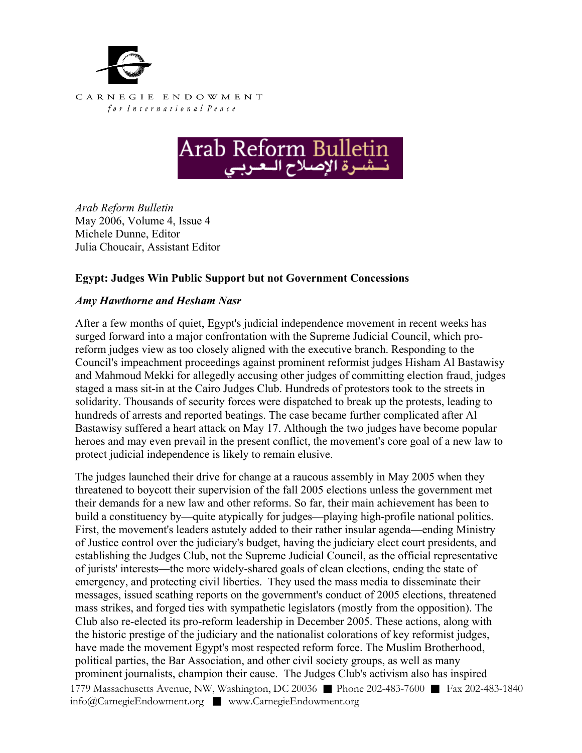CARNEGIE ENDOWMENT

*for International Peace*

Arab Reform Bulletin
نشرة الإصلاح العربي

*Arab Reform Bulletin*
May 2006, Volume 4, Issue 4
Michele Dunne, Editor
Julia Choucair, Assistant Editor

**Egypt: Judges Win Public Support but not Government Concessions**

***Amy Hawthorne and Hesham Nasr***

After a few months of quiet, Egypt's judicial independence movement in recent weeks has surged forward into a major confrontation with the Supreme Judicial Council, which pro-reform judges view as too closely aligned with the executive branch. Responding to the Council's impeachment proceedings against prominent reformist judges Hisham Al Bastawisy and Mahmoud Mekki for allegedly accusing other judges of committing election fraud, judges staged a mass sit-in at the Cairo Judges Club. Hundreds of protestors took to the streets in solidarity. Thousands of security forces were dispatched to break up the protests, leading to hundreds of arrests and reported beatings. The case became further complicated after Al Bastawisy suffered a heart attack on May 17. Although the two judges have become popular heroes and may even prevail in the present conflict, the movement's core goal of a new law to protect judicial independence is likely to remain elusive.

The judges launched their drive for change at a raucous assembly in May 2005 when they threatened to boycott their supervision of the fall 2005 elections unless the government met their demands for a new law and other reforms. So far, their main achievement has been to build a constituency by—quite atypically for judges—playing high-profile national politics. First, the movement's leaders astutely added to their rather insular agenda—ending Ministry of Justice control over the judiciary's budget, having the judiciary elect court presidents, and establishing the Judges Club, not the Supreme Judicial Council, as the official representative of jurists' interests—the more widely-shared goals of clean elections, ending the state of emergency, and protecting civil liberties. They used the mass media to disseminate their messages, issued scathing reports on the government's conduct of 2005 elections, threatened mass strikes, and forged ties with sympathetic legislators (mostly from the opposition). The Club also re-elected its pro-reform leadership in December 2005. These actions, along with the historic prestige of the judiciary and the nationalist colorations of key reformist judges, have made the movement Egypt's most respected reform force. The Muslim Brotherhood, political parties, the Bar Association, and other civil society groups, as well as many prominent journalists, champion their cause. The Judges Club's activism also has inspired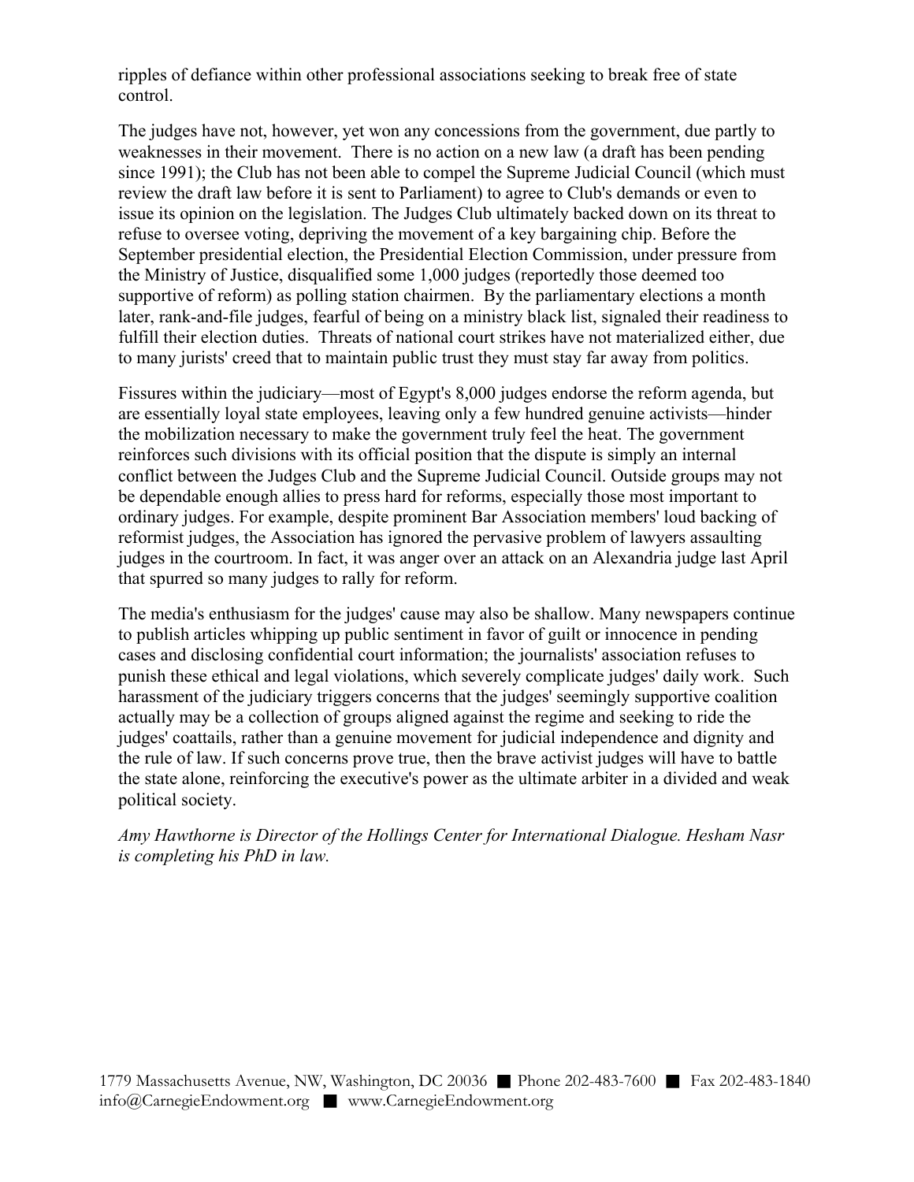ripples of defiance within other professional associations seeking to break free of state control.

The judges have not, however, yet won any concessions from the government, due partly to weaknesses in their movement. There is no action on a new law (a draft has been pending since 1991); the Club has not been able to compel the Supreme Judicial Council (which must review the draft law before it is sent to Parliament) to agree to Club's demands or even to issue its opinion on the legislation. The Judges Club ultimately backed down on its threat to refuse to oversee voting, depriving the movement of a key bargaining chip. Before the September presidential election, the Presidential Election Commission, under pressure from the Ministry of Justice, disqualified some 1,000 judges (reportedly those deemed too supportive of reform) as polling station chairmen. By the parliamentary elections a month later, rank-and-file judges, fearful of being on a ministry black list, signaled their readiness to fulfill their election duties. Threats of national court strikes have not materialized either, due to many jurists' creed that to maintain public trust they must stay far away from politics.

Fissures within the judiciary—most of Egypt's 8,000 judges endorse the reform agenda, but are essentially loyal state employees, leaving only a few hundred genuine activists—hinder the mobilization necessary to make the government truly feel the heat. The government reinforces such divisions with its official position that the dispute is simply an internal conflict between the Judges Club and the Supreme Judicial Council. Outside groups may not be dependable enough allies to press hard for reforms, especially those most important to ordinary judges. For example, despite prominent Bar Association members' loud backing of reformist judges, the Association has ignored the pervasive problem of lawyers assaulting judges in the courtroom. In fact, it was anger over an attack on an Alexandria judge last April that spurred so many judges to rally for reform.

The media's enthusiasm for the judges' cause may also be shallow. Many newspapers continue to publish articles whipping up public sentiment in favor of guilt or innocence in pending cases and disclosing confidential court information; the journalists' association refuses to punish these ethical and legal violations, which severely complicate judges' daily work. Such harassment of the judiciary triggers concerns that the judges' seemingly supportive coalition actually may be a collection of groups aligned against the regime and seeking to ride the judges' coattails, rather than a genuine movement for judicial independence and dignity and the rule of law. If such concerns prove true, then the brave activist judges will have to battle the state alone, reinforcing the executive's power as the ultimate arbiter in a divided and weak political society.

*Amy Hawthorne is Director of the Hollings Center for International Dialogue. Hesham Nasr is completing his PhD in law.*